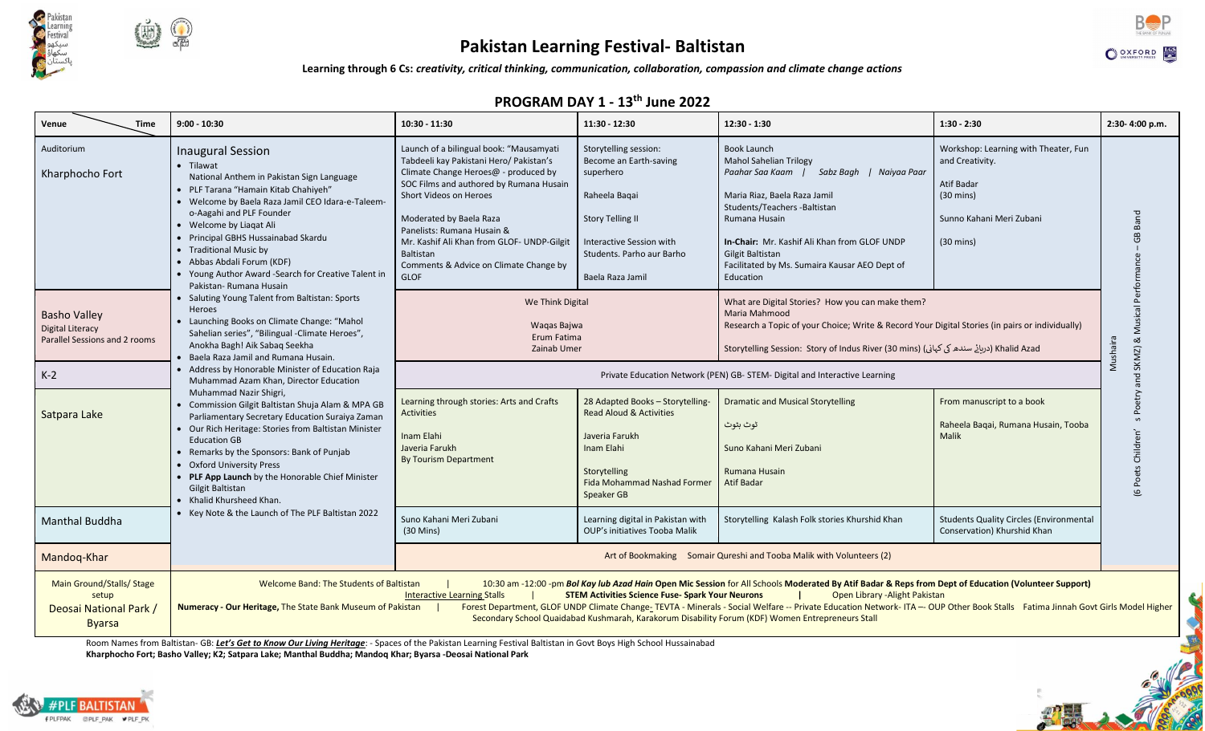# Pakistan Learning Festival- Baltistan

**Learning through 6 Cs:** *creativity, critical thinking, communication, collaboration, compassion and climate change actions*

## PROGRAM DAY 1 - 13th June 2022

| Venue / Time | 9:00 - 10:30 | 10:30 - 11:30 | 11:30 - 12:30 | 12:30 - 1:30 | 1:30 - 2:30 | 2:30- 4:00 p.m. |
|---|---|---|---|---|---|---|
| Auditorium<br>Kharphocho Fort | Inaugural Session<br>• Tilawat<br>National Anthem in Pakistan Sign Language<br>• PLF Tarana "Hamain Kitab Chahiyeh"<br>• Welcome by Baela Raza Jamil CEO Idara-e-Taleem-o-Aagahi and PLF Founder<br>• Welcome by Liaqat Ali<br>• Principal GBHS Hussainabad Skardu<br>• Traditional Music by<br>• Abbas Abdali Forum (KDF)<br>• Young Author Award -Search for Creative Talent in Pakistan- Rumana Husain<br>• Saluting Young Talent from Baltistan: Sports Heroes<br>• Launching Books on Climate Change: "Mahol Sahelian series", "Bilingual -Climate Heroes", Anokha Bagh! Aik Sabaq Seekha<br>• Baela Raza Jamil and Rumana Husain.<br>• Address by Honorable Minister of Education Raja Muhammad Azam Khan, Director Education Muhammad Nazir Shigri,<br>• Commission Gilgit Baltistan Shuja Alam & MPA GB Parliamentary Secretary Education Suraiya Zaman<br>• Our Rich Heritage: Stories from Baltistan Minister Education GB<br>• Remarks by the Sponsors: Bank of Punjab<br>• Oxford University Press<br>• **PLF App Launch** by the Honorable Chief Minister Gilgit Baltistan<br>• Khalid Khursheed Khan.<br>• Key Note & the Launch of The PLF Baltistan 2022 | Launch of a bilingual book: "Mausamyati Tabdeeli kay Pakistani Hero/ Pakistan's Climate Change Heroes@ - produced by SOC Films and authored by Rumana Husain Short Videos on Heroes<br><br>Moderated by Baela Raza<br>Panelists: Rumana Husain &<br>Mr. Kashif Ali Khan from GLOF- UNDP-Gilgit Baltistan<br>Comments & Advice on Climate Change by GLOF | Storytelling session:<br>Become an Earth-saving superhero<br><br>Raheela Baqai<br><br>Story Telling II<br><br>Interactive Session with Students. Parho aur Barho<br><br>Baela Raza Jamil | Book Launch<br>Mahol Sahelian Trilogy<br>*Paahar Saa Kaam \| Sabz Bagh \| Naiyaa Paar*<br><br>Maria Riaz, Baela Raza Jamil<br>Students/Teachers -Baltistan<br>Rumana Husain<br><br>**In-Chair:** Mr. Kashif Ali Khan from GLOF UNDP Gilgit Baltistan<br>Facilitated by Ms. Sumaira Kausar AEO Dept of Education | Workshop: Learning with Theater, Fun and Creativity.<br><br>Atif Badar<br>(30 mins)<br><br>Sunno Kahani Meri Zubani<br><br>(30 mins) | Mushaira<br><br>(6 Poets Children's Poetry and SKMZ) & Musical Performance – GB Band |
| Basho Valley<br>Digital Literacy<br>Parallel Sessions and 2 rooms | | We Think Digital<br><br>Waqas Bajwa<br>Erum Fatima<br>Zainab Umer | | What are Digital Stories? How you can make them?<br>Maria Mahmood<br>Research a Topic of your Choice; Write & Record Your Digital Stories (in pairs or individually)<br><br>Storytelling Session: Story of Indus River (30 mins) (دریائے سندھ کی کہانی) Khalid Azad | | |
| K-2 | | Private Education Network (PEN) GB- STEM- Digital and Interactive Learning | | | | |
| Satpara Lake | | Learning through stories: Arts and Crafts Activities<br><br>Inam Elahi<br>Javeria Farukh<br>By Tourism Department | 28 Adapted Books – Storytelling- Read Aloud & Activities<br><br>Javeria Farukh<br>Inam Elahi<br><br>Storytelling<br>Fida Mohammad Nashad Former Speaker GB | Dramatic and Musical Storytelling<br><br>ٹوٹ بٹوٹ<br><br>Suno Kahani Meri Zubani<br><br>Rumana Husain<br>Atif Badar | From manuscript to a book<br><br>Raheela Baqai, Rumana Husain, Tooba Malik | |
| Manthal Buddha | | Suno Kahani Meri Zubani<br>(30 Mins) | Learning digital in Pakistan with OUP's initiatives Tooba Malik | Storytelling Kalash Folk stories Khurshid Khan | Students Quality Circles (Environmental Conservation) Khurshid Khan | |
| Mandoq-Khar | | Art of Bookmaking Somair Qureshi and Tooba Malik with Volunteers (2) | | | | |
| Main Ground/Stalls/ Stage setup<br>Deosai National Park / Byarsa | Welcome Band: The Students of Baltistan \| 10:30 am -12:00 -pm ***Bol Kay lub Azad Hain*** **Open Mic Session** for All Schools **Moderated By Atif Badar & Reps from Dept of Education (Volunteer Support)**<br>Interactive Learning Stalls \| **STEM Activities Science Fuse- Spark Your Neurons** \| Open Library -Alight Pakistan<br>**Numeracy - Our Heritage,** The State Bank Museum of Pakistan \| Forest Department, GLOF UNDP Climate Change- TEVTA - Minerals - Social Welfare -- Private Education Network- ITA –- OUP Other Book Stalls Fatima Jinnah Govt Girls Model Higher Secondary School Quaidabad Kushmarah, Karakorum Disability Forum (KDF) Women Entrepreneurs Stall | | | | | |

Room Names from Baltistan- GB: ***Let's Get to Know Our Living Heritage***: - Spaces of the Pakistan Learning Festival Baltistan in Govt Boys High School Hussainabad
**Kharphocho Fort; Basho Valley; K2; Satpara Lake; Manthal Buddha; Mandoq Khar; Byarsa -Deosai National Park**

#PLF BALTISTAN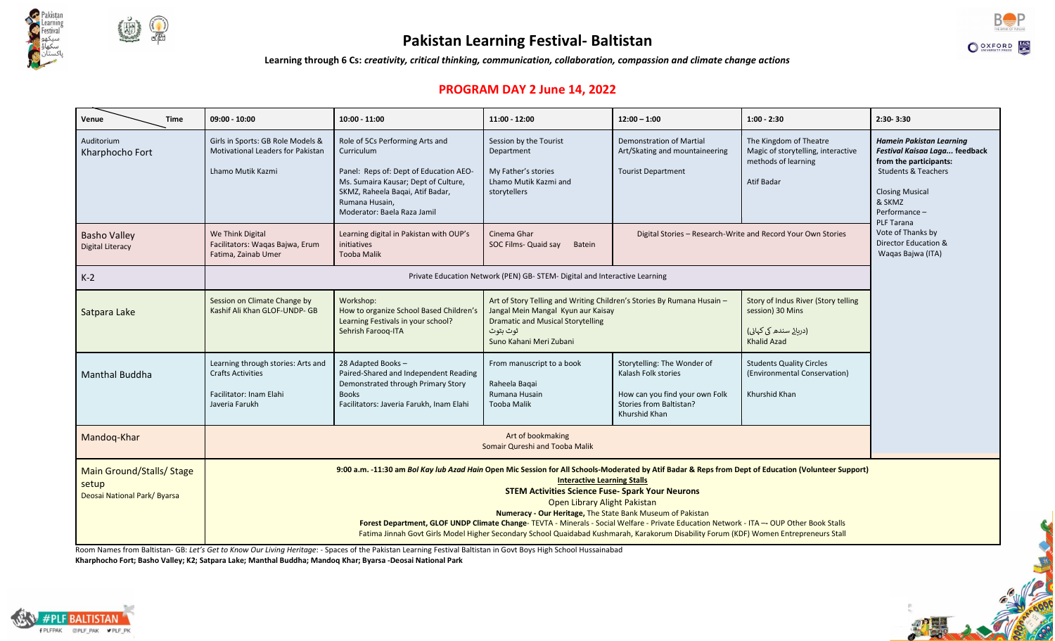# Pakistan Learning Festival- Baltistan

**Learning through 6 Cs:** *creativity, critical thinking, communication, collaboration, compassion and climate change actions*

## PROGRAM DAY 2 June 14, 2022

| Venue / Time | 09:00 - 10:00 | 10:00 - 11:00 | 11:00 - 12:00 | 12:00 – 1:00 | 1:00 - 2:30 | 2:30- 3:30 |
|---|---|---|---|---|---|---|
| Auditorium Kharphocho Fort | Girls in Sports: GB Role Models & Motivational Leaders for Pakistan<br><br>Lhamo Mutik Kazmi | Role of 5Cs Performing Arts and Curriculum<br><br>Panel: Reps of: Dept of Education AEO- Ms. Sumaira Kausar; Dept of Culture, SKMZ, Raheela Baqai, Atif Badar, Rumana Husain,<br>Moderator: Baela Raza Jamil | Session by the Tourist Department<br><br>My Father's stories<br>Lhamo Mutik Kazmi and storytellers | Demonstration of Martial Art/Skating and mountaineering<br><br>Tourist Department | The Kingdom of Theatre<br>Magic of storytelling, interactive methods of learning<br><br>Atif Badar | ***Hamein Pakistan Learning Festival Kaisaa Laga...* feedback from the participants:**<br>Students & Teachers<br><br>Closing Musical & SKMZ Performance – PLF Tarana<br>Vote of Thanks by Director Education & Waqas Bajwa (ITA) |
| Basho Valley<br>Digital Literacy | We Think Digital<br>Facilitators: Waqas Bajwa, Erum Fatima, Zainab Umer | Learning digital in Pakistan with OUP's initiatives<br>Tooba Malik | Cinema Ghar<br>SOC Films- Quaid say Batein | Digital Stories – Research-Write and Record Your Own Stories | | |
| K-2 | Private Education Network (PEN) GB- STEM- Digital and Interactive Learning | | | | | |
| Satpara Lake | Session on Climate Change by Kashif Ali Khan GLOF-UNDP- GB | Workshop:<br>How to organize School Based Children's Learning Festivals in your school?<br>Sehrish Farooq-ITA | Art of Story Telling and Writing Children's Stories By Rumana Husain – Jangal Mein Mangal Kyun aur Kaisay<br>Dramatic and Musical Storytelling<br>ٹوٹ بٹوٹ<br>Suno Kahani Meri Zubani | | Story of Indus River (Story telling session) 30 Mins<br><br>(دریائے سندھ کی کہانی)<br>Khalid Azad | |
| Manthal Buddha | Learning through stories: Arts and Crafts Activities<br><br>Facilitator: Inam Elahi<br>Javeria Farukh | 28 Adapted Books –<br>Paired-Shared and Independent Reading Demonstrated through Primary Story Books<br>Facilitators: Javeria Farukh, Inam Elahi | From manuscript to a book<br><br>Raheela Baqai<br>Rumana Husain<br>Tooba Malik | Storytelling: The Wonder of Kalash Folk stories<br><br>How can you find your own Folk Stories from Baltistan?<br>Khurshid Khan | Students Quality Circles (Environmental Conservation)<br><br>Khurshid Khan | |
| Mandoq-Khar | Art of bookmaking<br>Somair Qureshi and Tooba Malik | | | | | |
| Main Ground/Stalls/ Stage setup<br>Deosai National Park/ Byarsa | **9:00 a.m. -11:30 am *Bol Kay lub Azad Hain* Open Mic Session for All Schools-Moderated by Atif Badar & Reps from Dept of Education (Volunteer Support)**<br>**<u>Interactive Learning Stalls</u>**<br>**STEM Activities Science Fuse- Spark Your Neurons**<br>Open Library Alight Pakistan<br>**Numeracy - Our Heritage,** The State Bank Museum of Pakistan<br>**Forest Department, GLOF UNDP Climate Change**- TEVTA - Minerals - Social Welfare - Private Education Network - ITA –- OUP Other Book Stalls<br>Fatima Jinnah Govt Girls Model Higher Secondary School Quaidabad Kushmarah, Karakorum Disability Forum (KDF) Women Entrepreneurs Stall | | | | | |

Room Names from Baltistan- GB: *Let's Get to Know Our Living Heritage:* - Spaces of the Pakistan Learning Festival Baltistan in Govt Boys High School Hussainabad

**Kharphocho Fort; Basho Valley; K2; Satpara Lake; Manthal Buddha; Mandoq Khar; Byarsa -Deosai National Park**

#PLF BALTISTAN
PLFPAK @PLF_PAK PLF_PK